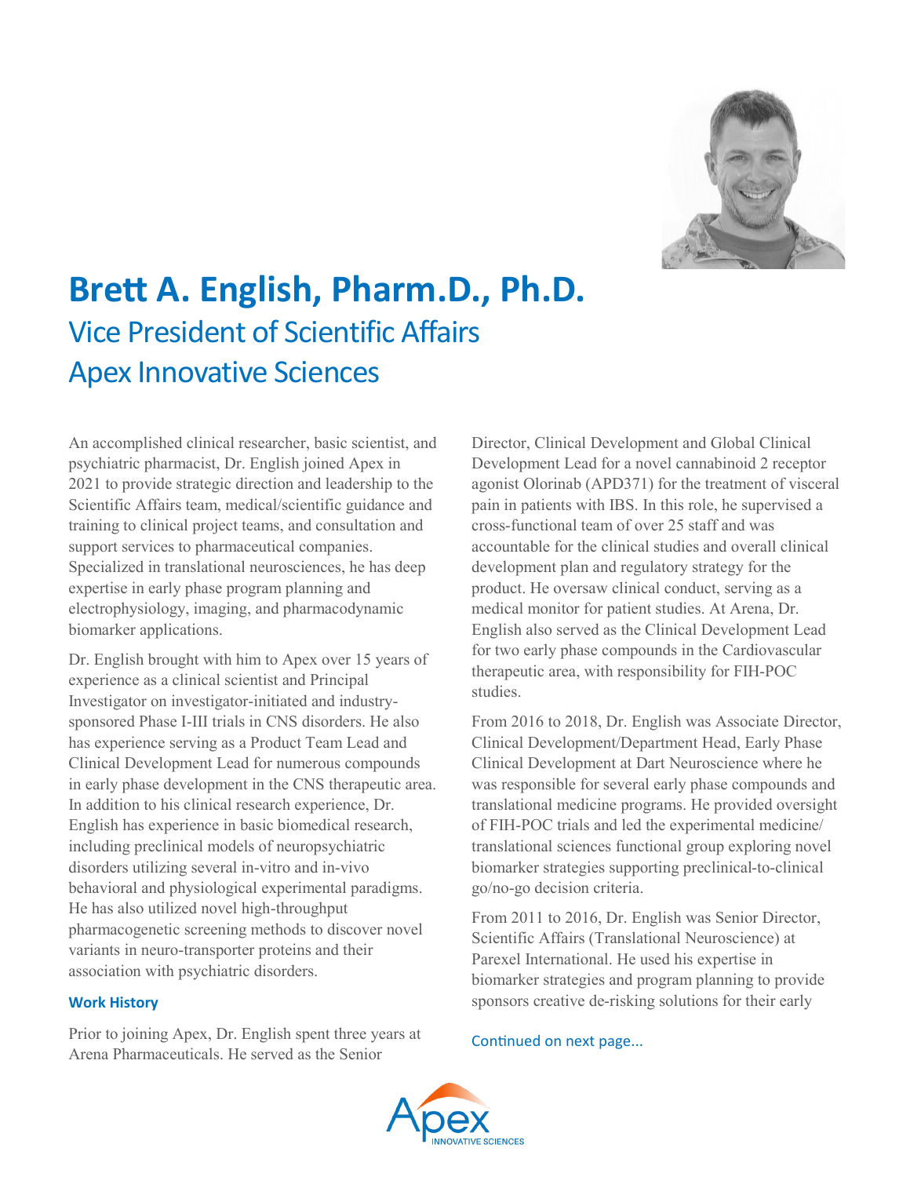# Brett A. English, Pharm.D., Ph.D.

## Vice President of Scientific Affairs
## Apex Innovative Sciences

An accomplished clinical researcher, basic scientist, and psychiatric pharmacist, Dr. English joined Apex in 2021 to provide strategic direction and leadership to the Scientific Affairs team, medical/scientific guidance and training to clinical project teams, and consultation and support services to pharmaceutical companies. Specialized in translational neurosciences, he has deep expertise in early phase program planning and electrophysiology, imaging, and pharmacodynamic biomarker applications.

Dr. English brought with him to Apex over 15 years of experience as a clinical scientist and Principal Investigator on investigator-initiated and industry-sponsored Phase I-III trials in CNS disorders. He also has experience serving as a Product Team Lead and Clinical Development Lead for numerous compounds in early phase development in the CNS therapeutic area. In addition to his clinical research experience, Dr. English has experience in basic biomedical research, including preclinical models of neuropsychiatric disorders utilizing several in-vitro and in-vivo behavioral and physiological experimental paradigms. He has also utilized novel high-throughput pharmacogenetic screening methods to discover novel variants in neuro-transporter proteins and their association with psychiatric disorders.

### Work History

Prior to joining Apex, Dr. English spent three years at Arena Pharmaceuticals. He served as the Senior Director, Clinical Development and Global Clinical Development Lead for a novel cannabinoid 2 receptor agonist Olorinab (APD371) for the treatment of visceral pain in patients with IBS. In this role, he supervised a cross-functional team of over 25 staff and was accountable for the clinical studies and overall clinical development plan and regulatory strategy for the product. He oversaw clinical conduct, serving as a medical monitor for patient studies. At Arena, Dr. English also served as the Clinical Development Lead for two early phase compounds in the Cardiovascular therapeutic area, with responsibility for FIH-POC studies.

From 2016 to 2018, Dr. English was Associate Director, Clinical Development/Department Head, Early Phase Clinical Development at Dart Neuroscience where he was responsible for several early phase compounds and translational medicine programs. He provided oversight of FIH-POC trials and led the experimental medicine/ translational sciences functional group exploring novel biomarker strategies supporting preclinical-to-clinical go/no-go decision criteria.

From 2011 to 2016, Dr. English was Senior Director, Scientific Affairs (Translational Neuroscience) at Parexel International. He used his expertise in biomarker strategies and program planning to provide sponsors creative de-risking solutions for their early

Continued on next page...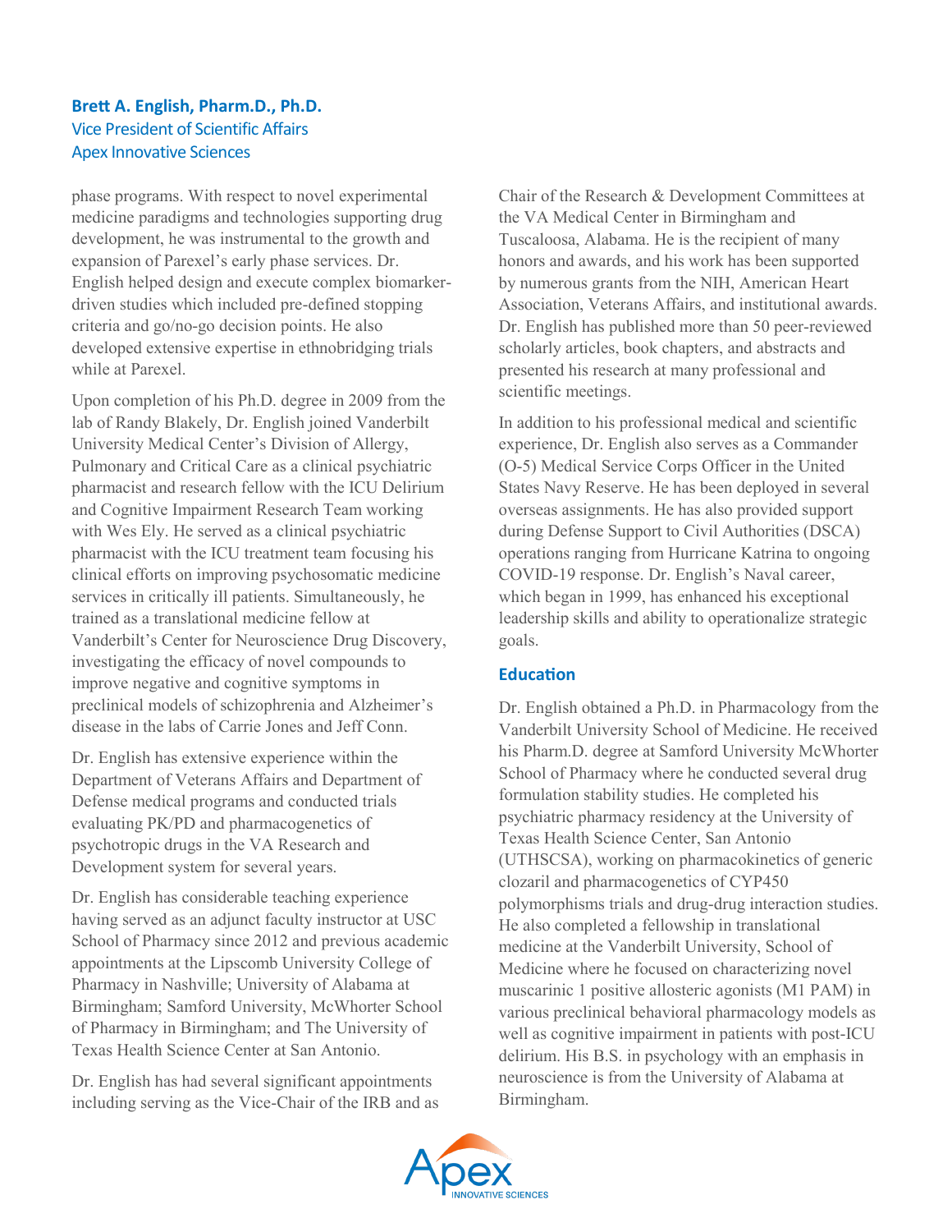**Brett A. English, Pharm.D., Ph.D.**
Vice President of Scientific Affairs
Apex Innovative Sciences

phase programs. With respect to novel experimental medicine paradigms and technologies supporting drug development, he was instrumental to the growth and expansion of Parexel's early phase services. Dr. English helped design and execute complex biomarker-driven studies which included pre-defined stopping criteria and go/no-go decision points. He also developed extensive expertise in ethnobridging trials while at Parexel.

Upon completion of his Ph.D. degree in 2009 from the lab of Randy Blakely, Dr. English joined Vanderbilt University Medical Center's Division of Allergy, Pulmonary and Critical Care as a clinical psychiatric pharmacist and research fellow with the ICU Delirium and Cognitive Impairment Research Team working with Wes Ely. He served as a clinical psychiatric pharmacist with the ICU treatment team focusing his clinical efforts on improving psychosomatic medicine services in critically ill patients. Simultaneously, he trained as a translational medicine fellow at Vanderbilt's Center for Neuroscience Drug Discovery, investigating the efficacy of novel compounds to improve negative and cognitive symptoms in preclinical models of schizophrenia and Alzheimer's disease in the labs of Carrie Jones and Jeff Conn.

Dr. English has extensive experience within the Department of Veterans Affairs and Department of Defense medical programs and conducted trials evaluating PK/PD and pharmacogenetics of psychotropic drugs in the VA Research and Development system for several years.

Dr. English has considerable teaching experience having served as an adjunct faculty instructor at USC School of Pharmacy since 2012 and previous academic appointments at the Lipscomb University College of Pharmacy in Nashville; University of Alabama at Birmingham; Samford University, McWhorter School of Pharmacy in Birmingham; and The University of Texas Health Science Center at San Antonio.

Dr. English has had several significant appointments including serving as the Vice-Chair of the IRB and as Chair of the Research & Development Committees at the VA Medical Center in Birmingham and Tuscaloosa, Alabama. He is the recipient of many honors and awards, and his work has been supported by numerous grants from the NIH, American Heart Association, Veterans Affairs, and institutional awards. Dr. English has published more than 50 peer-reviewed scholarly articles, book chapters, and abstracts and presented his research at many professional and scientific meetings.

In addition to his professional medical and scientific experience, Dr. English also serves as a Commander (O-5) Medical Service Corps Officer in the United States Navy Reserve. He has been deployed in several overseas assignments. He has also provided support during Defense Support to Civil Authorities (DSCA) operations ranging from Hurricane Katrina to ongoing COVID-19 response. Dr. English's Naval career, which began in 1999, has enhanced his exceptional leadership skills and ability to operationalize strategic goals.

## Education

Dr. English obtained a Ph.D. in Pharmacology from the Vanderbilt University School of Medicine. He received his Pharm.D. degree at Samford University McWhorter School of Pharmacy where he conducted several drug formulation stability studies. He completed his psychiatric pharmacy residency at the University of Texas Health Science Center, San Antonio (UTHSCSA), working on pharmacokinetics of generic clozaril and pharmacogenetics of CYP450 polymorphisms trials and drug-drug interaction studies. He also completed a fellowship in translational medicine at the Vanderbilt University, School of Medicine where he focused on characterizing novel muscarinic 1 positive allosteric agonists (M1 PAM) in various preclinical behavioral pharmacology models as well as cognitive impairment in patients with post-ICU delirium. His B.S. in psychology with an emphasis in neuroscience is from the University of Alabama at Birmingham.